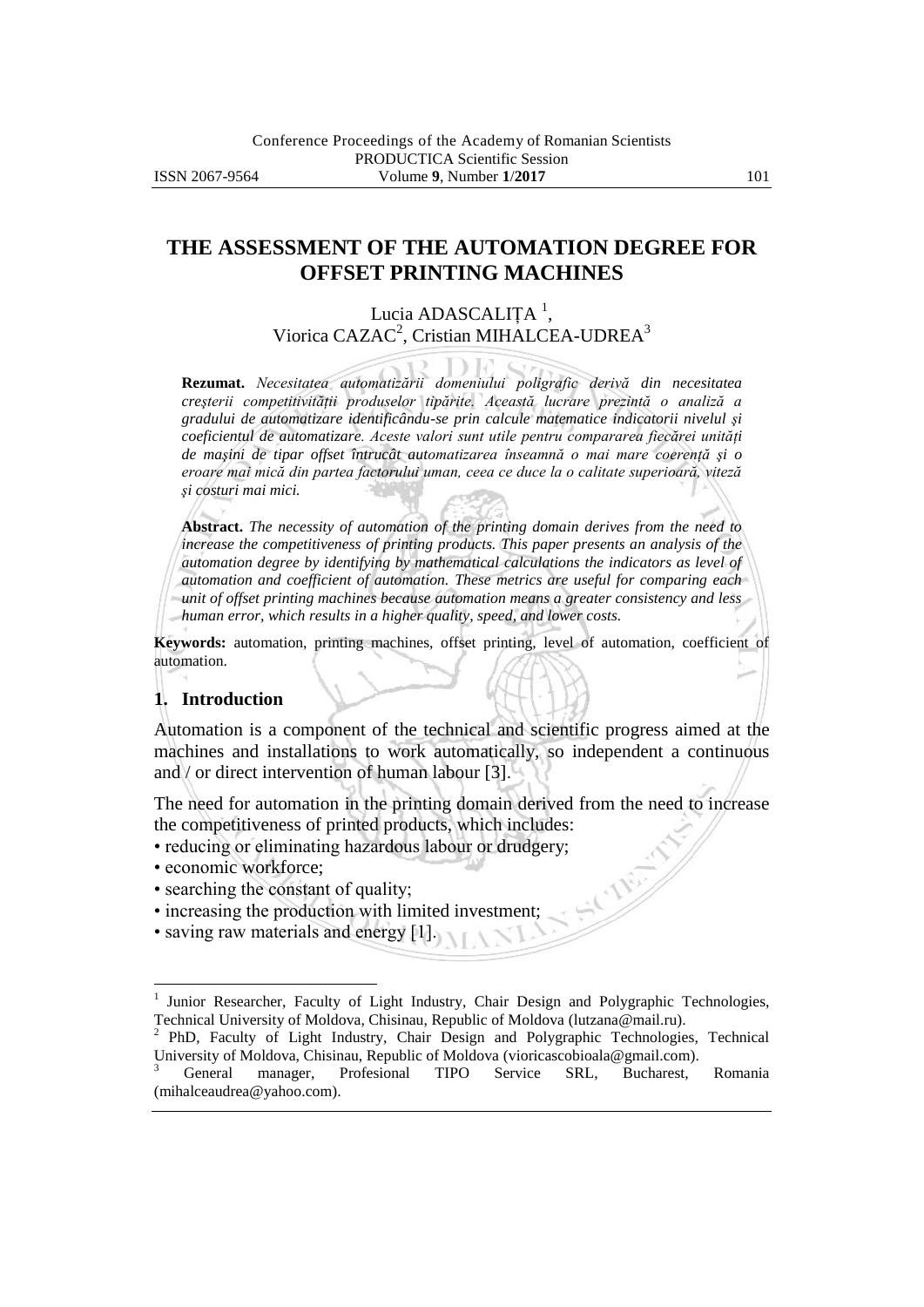# THE ASSESSMENT OF THE AUTOMATION DEGREE FOR OFFSET PRINTING MACHINES

Lucia ADASCALIȚA [1], Viorica CAZAC[2], Cristian MIHALCEA-UDREA[3]

**Rezumat.** *Necesitatea automatizării domeniului poligrafic derivă din necesitatea creşterii competitivității produselor tipărite. Această lucrare prezintă o analiză a gradului de automatizare identificându-se prin calcule matematice indicatorii nivelul şi coeficientul de automatizare. Aceste valori sunt utile pentru compararea fiecărei unități de maşini de tipar offset întrucât automatizarea înseamnă o mai mare coerență şi o eroare mai mică din partea factorului uman, ceea ce duce la o calitate superioară, viteză şi costuri mai mici.*

**Abstract.** *The necessity of automation of the printing domain derives from the need to increase the competitiveness of printing products. This paper presents an analysis of the automation degree by identifying by mathematical calculations the indicators as level of automation and coefficient of automation. These metrics are useful for comparing each unit of offset printing machines because automation means a greater consistency and less human error, which results in a higher quality, speed, and lower costs.*

**Keywords:** automation, printing machines, offset printing, level of automation, coefficient of automation.

## 1. Introduction

Automation is a component of the technical and scientific progress aimed at the machines and installations to work automatically, so independent a continuous and / or direct intervention of human labour [3].

The need for automation in the printing domain derived from the need to increase the competitiveness of printed products, which includes:

- reducing or eliminating hazardous labour or drudgery;
- economic workforce;
- searching the constant of quality;
- increasing the production with limited investment;
- saving raw materials and energy [1].

---

[1] Junior Researcher, Faculty of Light Industry, Chair Design and Polygraphic Technologies, Technical University of Moldova, Chisinau, Republic of Moldova (lutzana@mail.ru).

[2] PhD, Faculty of Light Industry, Chair Design and Polygraphic Technologies, Technical University of Moldova, Chisinau, Republic of Moldova (vioricascobioala@gmail.com).

[3] General manager, Profesional TIPO Service SRL, Bucharest, Romania (mihalceaudrea@yahoo.com).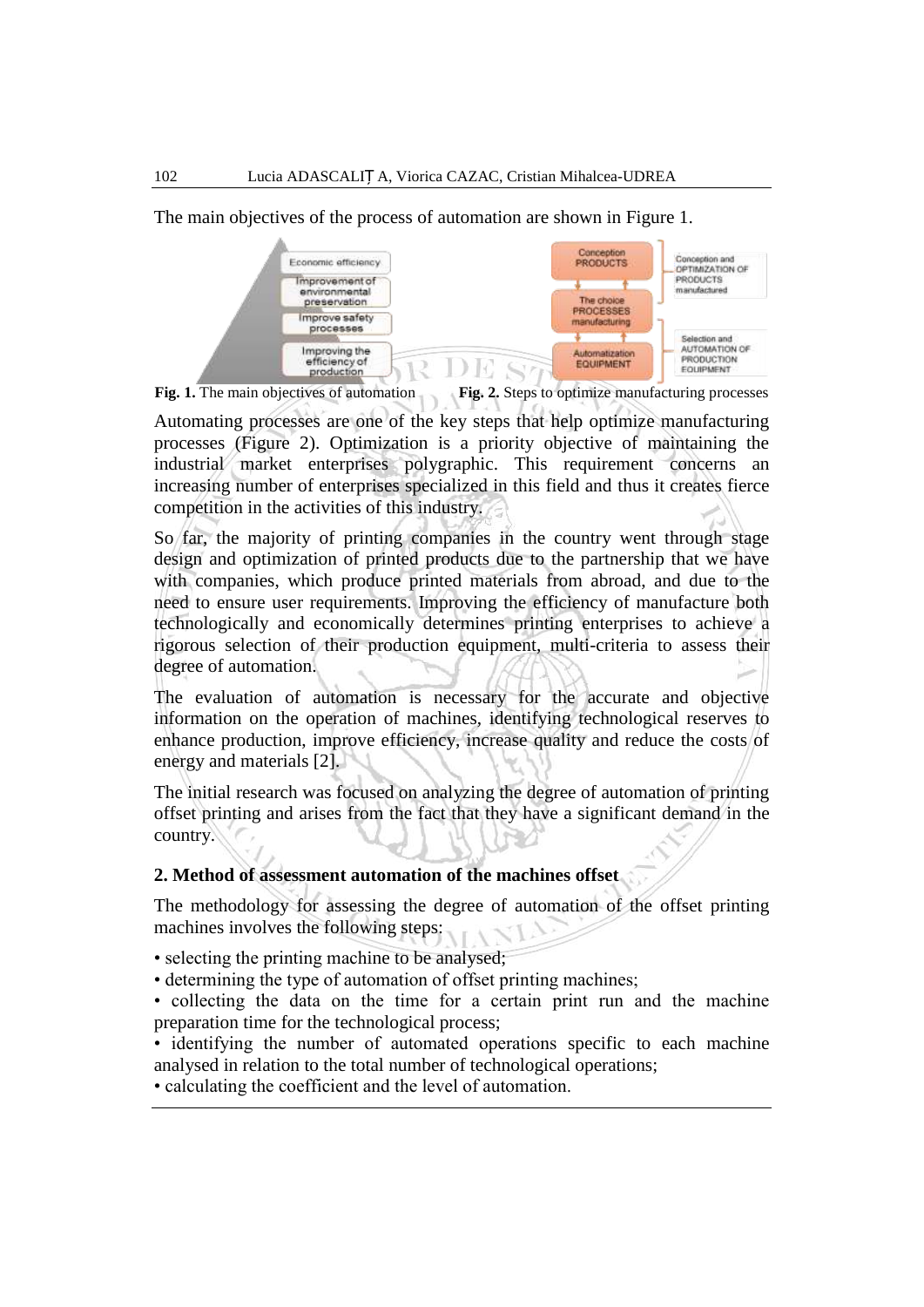The main objectives of the process of automation are shown in Figure 1.

Fig. 1. The main objectives of automation

Fig. 2. Steps to optimize manufacturing processes

Automating processes are one of the key steps that help optimize manufacturing processes (Figure 2). Optimization is a priority objective of maintaining the industrial market enterprises polygraphic. This requirement concerns an increasing number of enterprises specialized in this field and thus it creates fierce competition in the activities of this industry.

So far, the majority of printing companies in the country went through stage design and optimization of printed products due to the partnership that we have with companies, which produce printed materials from abroad, and due to the need to ensure user requirements. Improving the efficiency of manufacture both technologically and economically determines printing enterprises to achieve a rigorous selection of their production equipment, multi-criteria to assess their degree of automation.

The evaluation of automation is necessary for the accurate and objective information on the operation of machines, identifying technological reserves to enhance production, improve efficiency, increase quality and reduce the costs of energy and materials [2].

The initial research was focused on analyzing the degree of automation of printing offset printing and arises from the fact that they have a significant demand in the country.

## 2. Method of assessment automation of the machines offset

The methodology for assessing the degree of automation of the offset printing machines involves the following steps:

- selecting the printing machine to be analysed;
- determining the type of automation of offset printing machines;
- collecting the data on the time for a certain print run and the machine preparation time for the technological process;
- identifying the number of automated operations specific to each machine analysed in relation to the total number of technological operations;
- calculating the coefficient and the level of automation.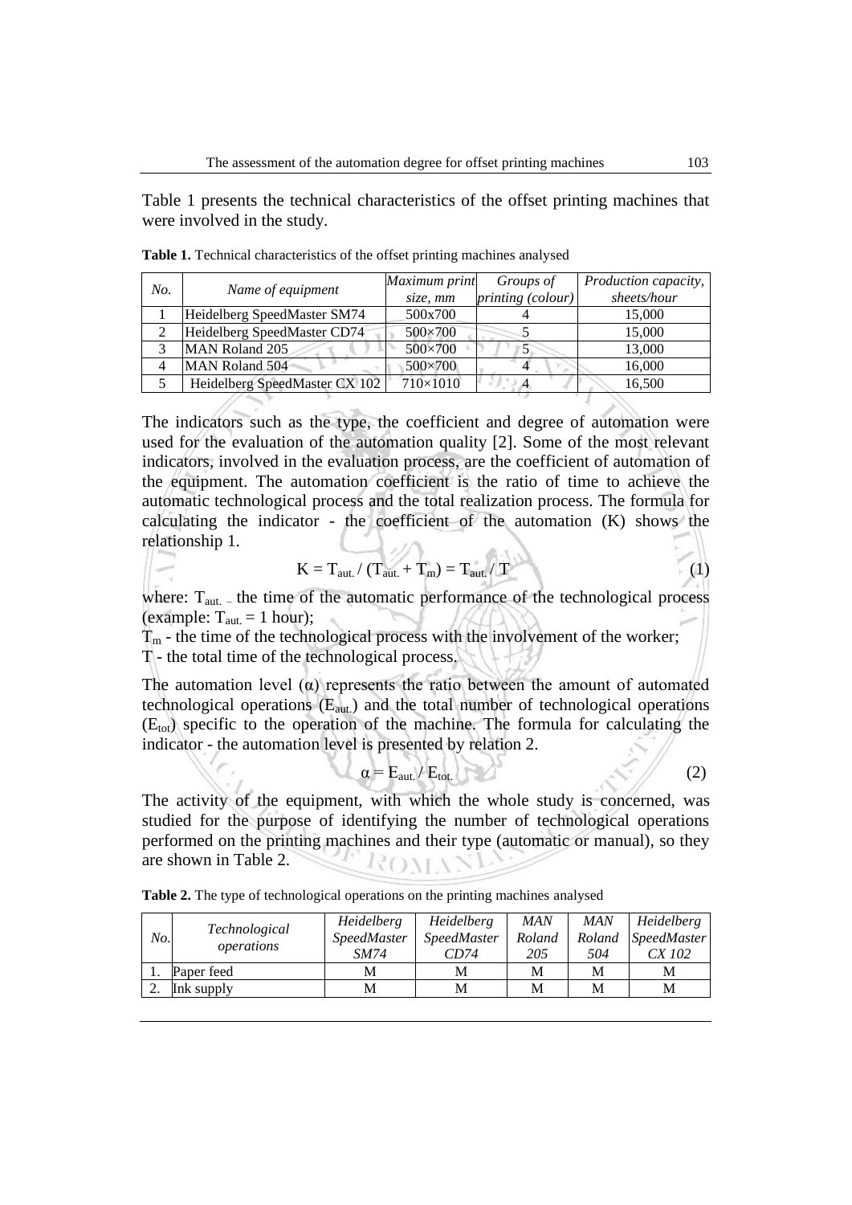Table 1 presents the technical characteristics of the offset printing machines that were involved in the study.

**Table 1.** Technical characteristics of the offset printing machines analysed

| *No.* | *Name of equipment* | *Maximum print size, mm* | *Groups of printing (colour)* | *Production capacity, sheets/hour* |
|---|---|---|---|---|
| 1 | Heidelberg SpeedMaster SM74 | 500x700 | 4 | 15,000 |
| 2 | Heidelberg SpeedMaster CD74 | 500×700 | 5 | 15,000 |
| 3 | MAN Roland 205 | 500×700 | 5 | 13,000 |
| 4 | MAN Roland 504 | 500×700 | 4 | 16,000 |
| 5 | Heidelberg SpeedMaster CX 102 | 710×1010 | 4 | 16,500 |

The indicators such as the type, the coefficient and degree of automation were used for the evaluation of the automation quality [2]. Some of the most relevant indicators, involved in the evaluation process, are the coefficient of automation of the equipment. The automation coefficient is the ratio of time to achieve the automatic technological process and the total realization process. The formula for calculating the indicator - the coefficient of the automation (K) shows the relationship 1.

$$K = T_{aut.} / (T_{aut.} + T_m) = T_{aut.} / T \tag{1}$$

where: $T_{aut.}$ – the time of the automatic performance of the technological process (example: $T_{aut.} = 1$ hour);

$T_m$ - the time of the technological process with the involvement of the worker;

$T$ - the total time of the technological process.

The automation level (α) represents the ratio between the amount of automated technological operations ($E_{aut.}$) and the total number of technological operations ($E_{tot}$) specific to the operation of the machine. The formula for calculating the indicator - the automation level is presented by relation 2.

$$\alpha = E_{aut.} / E_{tot.} \tag{2}$$

The activity of the equipment, with which the whole study is concerned, was studied for the purpose of identifying the number of technological operations performed on the printing machines and their type (automatic or manual), so they are shown in Table 2.

**Table 2.** The type of technological operations on the printing machines analysed

| *No.* | *Technological operations* | *Heidelberg SpeedMaster SM74* | *Heidelberg SpeedMaster CD74* | *MAN Roland 205* | *MAN Roland 504* | *Heidelberg SpeedMaster CX 102* |
|---|---|---|---|---|---|---|
| 1. | Paper feed | M | M | M | M | M |
| 2. | Ink supply | M | M | M | M | M |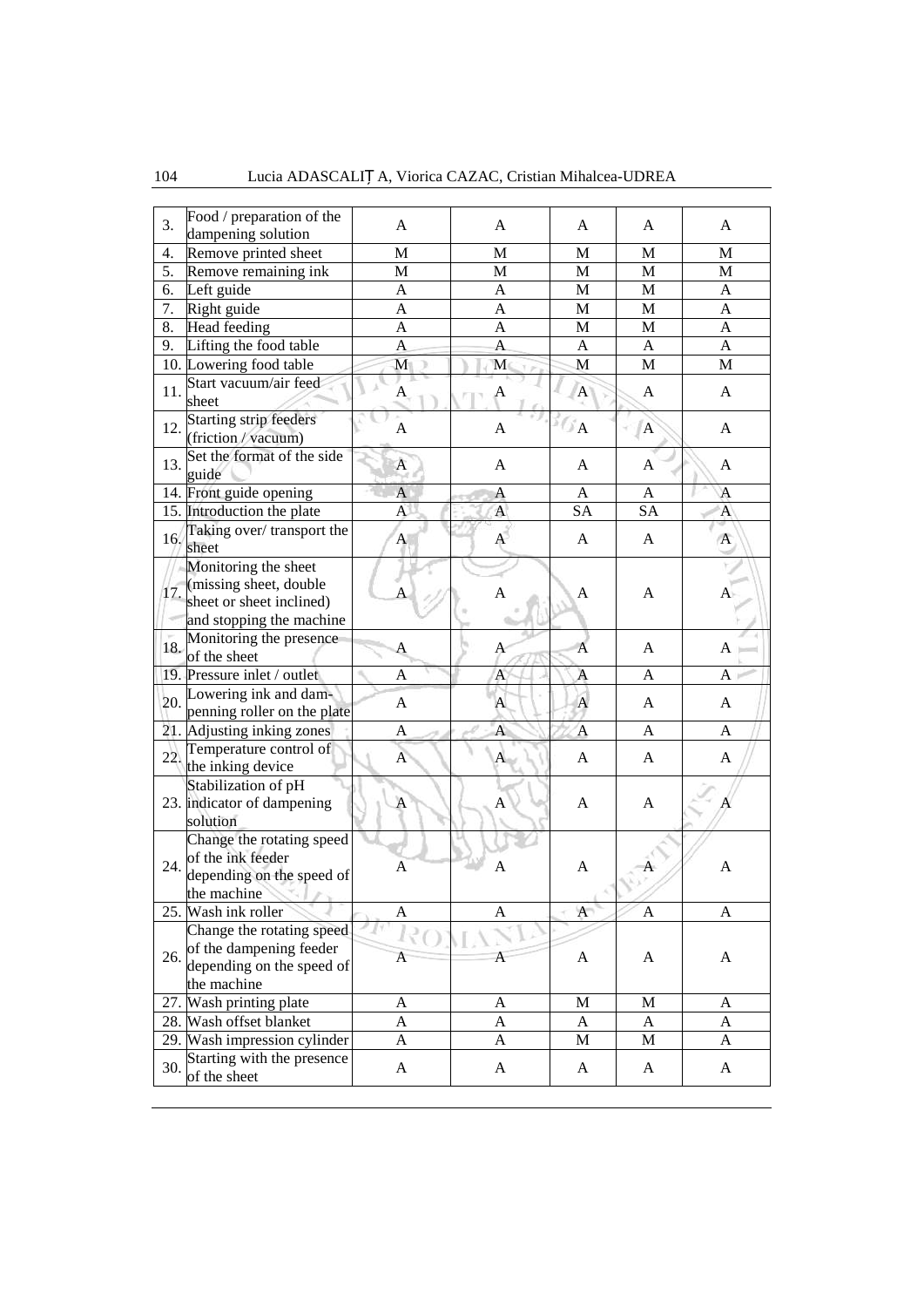| | | | | | | |
|---|---|---|---|---|---|---|
| 3. | Food / preparation of the dampening solution | A | A | A | A | A |
| 4. | Remove printed sheet | M | M | M | M | M |
| 5. | Remove remaining ink | M | M | M | M | M |
| 6. | Left guide | A | A | M | M | A |
| 7. | Right guide | A | A | M | M | A |
| 8. | Head feeding | A | A | M | M | A |
| 9. | Lifting the food table | A | A | A | A | A |
| 10. | Lowering food table | M | M | M | M | M |
| 11. | Start vacuum/air feed sheet | A | A | A | A | A |
| 12. | Starting strip feeders (friction / vacuum) | A | A | A | A | A |
| 13. | Set the format of the side guide | A | A | A | A | A |
| 14. | Front guide opening | A | A | A | A | A |
| 15. | Introduction the plate | A | A | SA | SA | A |
| 16. | Taking over/ transport the sheet | A | A | A | A | A |
| 17. | Monitoring the sheet (missing sheet, double sheet or sheet inclined) and stopping the machine | A | A | A | A | A |
| 18. | Monitoring the presence of the sheet | A | A | A | A | A |
| 19. | Pressure inlet / outlet | A | A | A | A | A |
| 20. | Lowering ink and dam-penning roller on the plate | A | A | A | A | A |
| 21. | Adjusting inking zones | A | A | A | A | A |
| 22. | Temperature control of the inking device | A | A | A | A | A |
| 23. | Stabilization of pH indicator of dampening solution | A | A | A | A | A |
| 24. | Change the rotating speed of the ink feeder depending on the speed of the machine | A | A | A | A | A |
| 25. | Wash ink roller | A | A | A | A | A |
| 26. | Change the rotating speed of the dampening feeder depending on the speed of the machine | A | A | A | A | A |
| 27. | Wash printing plate | A | A | M | M | A |
| 28. | Wash offset blanket | A | A | A | A | A |
| 29. | Wash impression cylinder | A | A | M | M | A |
| 30. | Starting with the presence of the sheet | A | A | A | A | A |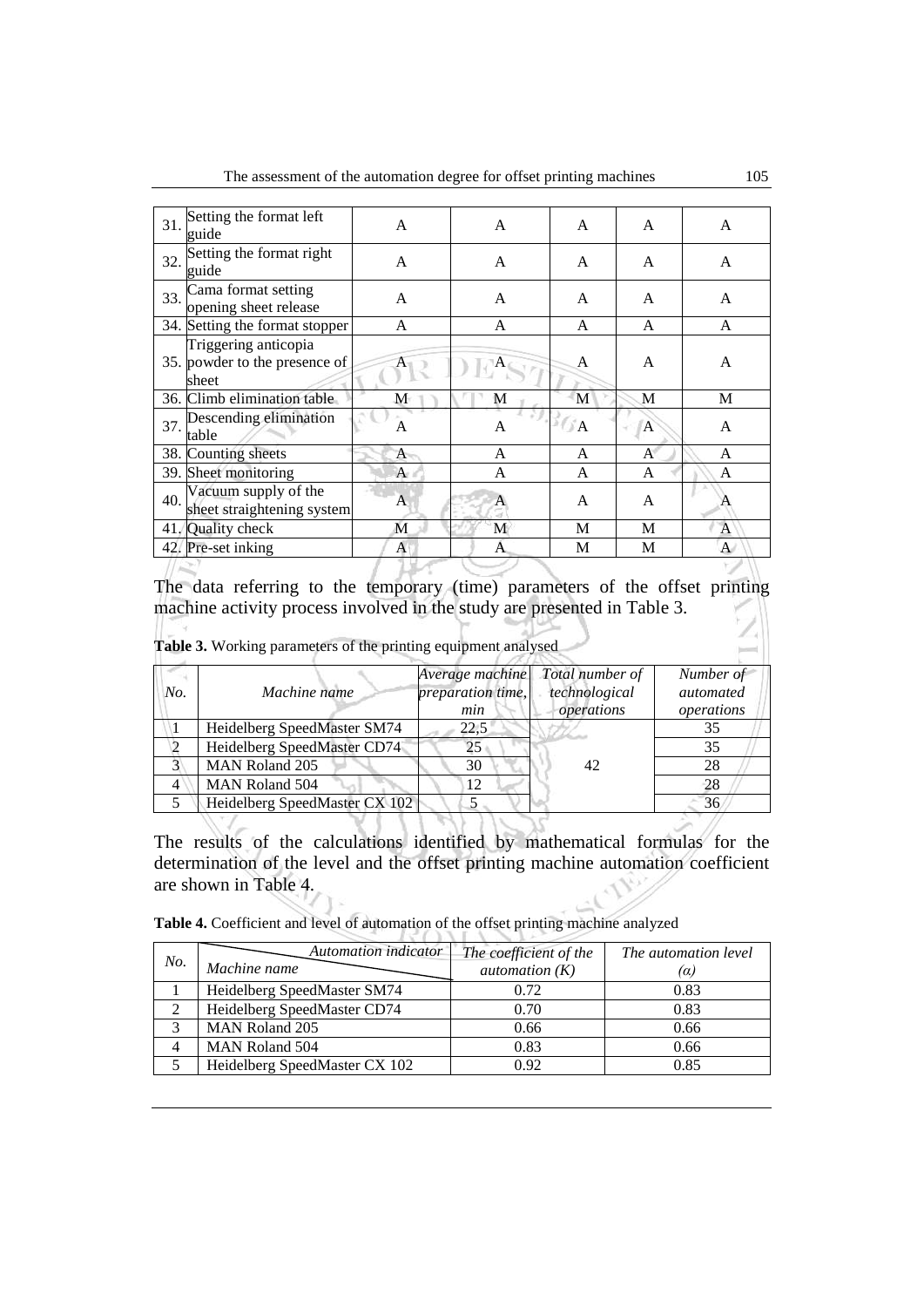| 31. | Setting the format left guide | A | A | A | A | A |
|---|---|---|---|---|---|---|
| 32. | Setting the format right guide | A | A | A | A | A |
| 33. | Cama format setting opening sheet release | A | A | A | A | A |
| 34. | Setting the format stopper | A | A | A | A | A |
| 35. | Triggering anticopia powder to the presence of sheet | A | A | A | A | A |
| 36. | Climb elimination table | M | M | M | M | M |
| 37. | Descending elimination table | A | A | A | A | A |
| 38. | Counting sheets | A | A | A | A | A |
| 39. | Sheet monitoring | A | A | A | A | A |
| 40. | Vacuum supply of the sheet straightening system | A | A | A | A | A |
| 41. | Quality check | M | M | M | M | A |
| 42. | Pre-set inking | A | A | M | M | A |

The data referring to the temporary (time) parameters of the offset printing machine activity process involved in the study are presented in Table 3.

**Table 3.** Working parameters of the printing equipment analysed

| *No.* | *Machine name* | *Average machine preparation time, min* | *Total number of technological operations* | *Number of automated operations* |
|---|---|---|---|---|
| 1 | Heidelberg SpeedMaster SM74 | 22,5 | 42 | 35 |
| 2 | Heidelberg SpeedMaster CD74 | 25 | | 35 |
| 3 | MAN Roland 205 | 30 | | 28 |
| 4 | MAN Roland 504 | 12 | | 28 |
| 5 | Heidelberg SpeedMaster CX 102 | 5 | | 36 |

The results of the calculations identified by mathematical formulas for the determination of the level and the offset printing machine automation coefficient are shown in Table 4.

**Table 4.** Coefficient and level of automation of the offset printing machine analyzed

| *No.* | *Automation indicator* / *Machine name* | *The coefficient of the automation (K)* | *The automation level (α)* |
|---|---|---|---|
| 1 | Heidelberg SpeedMaster SM74 | 0.72 | 0.83 |
| 2 | Heidelberg SpeedMaster CD74 | 0.70 | 0.83 |
| 3 | MAN Roland 205 | 0.66 | 0.66 |
| 4 | MAN Roland 504 | 0.83 | 0.66 |
| 5 | Heidelberg SpeedMaster CX 102 | 0.92 | 0.85 |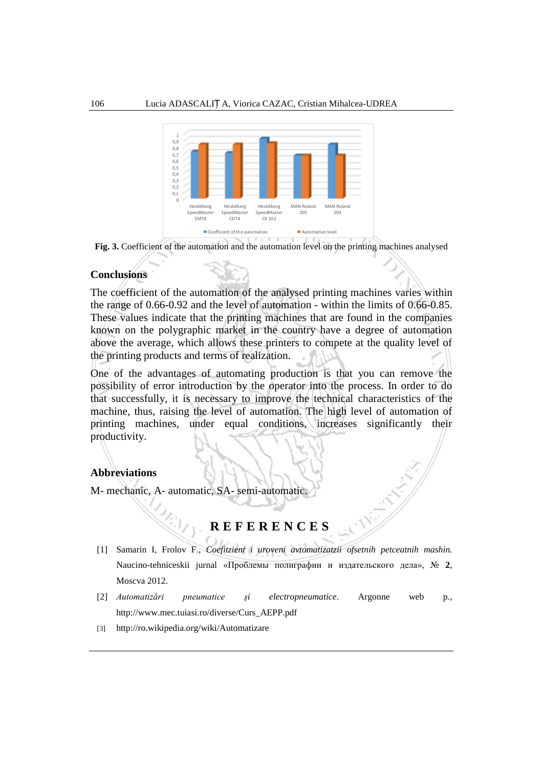1
0,9
0,8
0,7
0,6
0,5
0,4
0,3
0,2
0,1
0

Heidelberg SpeedMaster SM74
Heidelberg SpeedMaster CD74
Heidelberg SpeedMaster CX 102
MAN Roland 205
MAN Roland 504

Coefficient of the automation
Automation level

**Fig. 3.** Coefficient of the automation and the automation level on the printing machines analysed

## Conclusions

The coefficient of the automation of the analysed printing machines varies within the range of 0.66-0.92 and the level of automation - within the limits of 0.66-0.85. These values indicate that the printing machines that are found in the companies known on the polygraphic market in the country have a degree of automation above the average, which allows these printers to compete at the quality level of the printing products and terms of realization.

One of the advantages of automating production is that you can remove the possibility of error introduction by the operator into the process. In order to do that successfully, it is necessary to improve the technical characteristics of the machine, thus, raising the level of automation. The high level of automation of printing machines, under equal conditions, increases significantly their productivity.

## Abbreviations

M- mechanic, A- automatic, SA- semi-automatic.

## REFERENCES

[1] Samarin I, Frolov F., *Coefitzient i uroveni avtomatizatzii ofsetnih petceatnih mashin.* Naucino-tehniceskii jurnal «Проблемы полиграфии и издательского дела», № **2**, Moscva 2012.

[2] *Automatizări pneumatice şi electropneumatice*. Argonne web p., http://www.mec.tuiasi.ro/diverse/Curs_AEPP.pdf

[3] http://ro.wikipedia.org/wiki/Automatizare